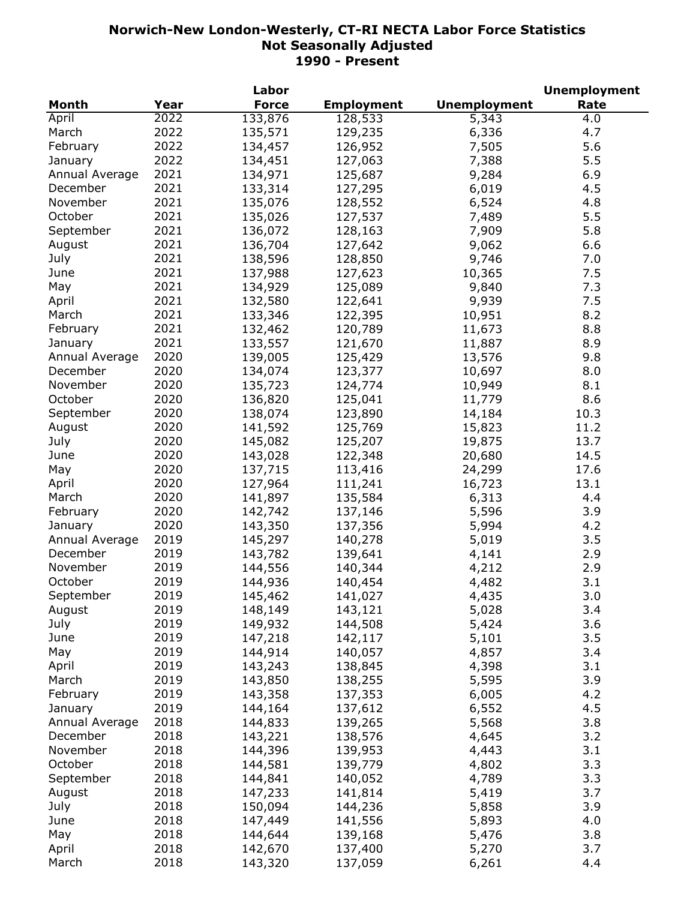# Norwich-New London-Westerly, CT-RI NECTA Labor Force Statistics
## Not Seasonally Adjusted
## 1990 - Present

| Month | Year | Labor Force | Employment | Unemployment | Unemployment Rate |
|---|---|---|---|---|---|
| April | 2022 | 133,876 | 128,533 | 5,343 | 4.0 |
| March | 2022 | 135,571 | 129,235 | 6,336 | 4.7 |
| February | 2022 | 134,457 | 126,952 | 7,505 | 5.6 |
| January | 2022 | 134,451 | 127,063 | 7,388 | 5.5 |
| Annual Average | 2021 | 134,971 | 125,687 | 9,284 | 6.9 |
| December | 2021 | 133,314 | 127,295 | 6,019 | 4.5 |
| November | 2021 | 135,076 | 128,552 | 6,524 | 4.8 |
| October | 2021 | 135,026 | 127,537 | 7,489 | 5.5 |
| September | 2021 | 136,072 | 128,163 | 7,909 | 5.8 |
| August | 2021 | 136,704 | 127,642 | 9,062 | 6.6 |
| July | 2021 | 138,596 | 128,850 | 9,746 | 7.0 |
| June | 2021 | 137,988 | 127,623 | 10,365 | 7.5 |
| May | 2021 | 134,929 | 125,089 | 9,840 | 7.3 |
| April | 2021 | 132,580 | 122,641 | 9,939 | 7.5 |
| March | 2021 | 133,346 | 122,395 | 10,951 | 8.2 |
| February | 2021 | 132,462 | 120,789 | 11,673 | 8.8 |
| January | 2021 | 133,557 | 121,670 | 11,887 | 8.9 |
| Annual Average | 2020 | 139,005 | 125,429 | 13,576 | 9.8 |
| December | 2020 | 134,074 | 123,377 | 10,697 | 8.0 |
| November | 2020 | 135,723 | 124,774 | 10,949 | 8.1 |
| October | 2020 | 136,820 | 125,041 | 11,779 | 8.6 |
| September | 2020 | 138,074 | 123,890 | 14,184 | 10.3 |
| August | 2020 | 141,592 | 125,769 | 15,823 | 11.2 |
| July | 2020 | 145,082 | 125,207 | 19,875 | 13.7 |
| June | 2020 | 143,028 | 122,348 | 20,680 | 14.5 |
| May | 2020 | 137,715 | 113,416 | 24,299 | 17.6 |
| April | 2020 | 127,964 | 111,241 | 16,723 | 13.1 |
| March | 2020 | 141,897 | 135,584 | 6,313 | 4.4 |
| February | 2020 | 142,742 | 137,146 | 5,596 | 3.9 |
| January | 2020 | 143,350 | 137,356 | 5,994 | 4.2 |
| Annual Average | 2019 | 145,297 | 140,278 | 5,019 | 3.5 |
| December | 2019 | 143,782 | 139,641 | 4,141 | 2.9 |
| November | 2019 | 144,556 | 140,344 | 4,212 | 2.9 |
| October | 2019 | 144,936 | 140,454 | 4,482 | 3.1 |
| September | 2019 | 145,462 | 141,027 | 4,435 | 3.0 |
| August | 2019 | 148,149 | 143,121 | 5,028 | 3.4 |
| July | 2019 | 149,932 | 144,508 | 5,424 | 3.6 |
| June | 2019 | 147,218 | 142,117 | 5,101 | 3.5 |
| May | 2019 | 144,914 | 140,057 | 4,857 | 3.4 |
| April | 2019 | 143,243 | 138,845 | 4,398 | 3.1 |
| March | 2019 | 143,850 | 138,255 | 5,595 | 3.9 |
| February | 2019 | 143,358 | 137,353 | 6,005 | 4.2 |
| January | 2019 | 144,164 | 137,612 | 6,552 | 4.5 |
| Annual Average | 2018 | 144,833 | 139,265 | 5,568 | 3.8 |
| December | 2018 | 143,221 | 138,576 | 4,645 | 3.2 |
| November | 2018 | 144,396 | 139,953 | 4,443 | 3.1 |
| October | 2018 | 144,581 | 139,779 | 4,802 | 3.3 |
| September | 2018 | 144,841 | 140,052 | 4,789 | 3.3 |
| August | 2018 | 147,233 | 141,814 | 5,419 | 3.7 |
| July | 2018 | 150,094 | 144,236 | 5,858 | 3.9 |
| June | 2018 | 147,449 | 141,556 | 5,893 | 4.0 |
| May | 2018 | 144,644 | 139,168 | 5,476 | 3.8 |
| April | 2018 | 142,670 | 137,400 | 5,270 | 3.7 |
| March | 2018 | 143,320 | 137,059 | 6,261 | 4.4 |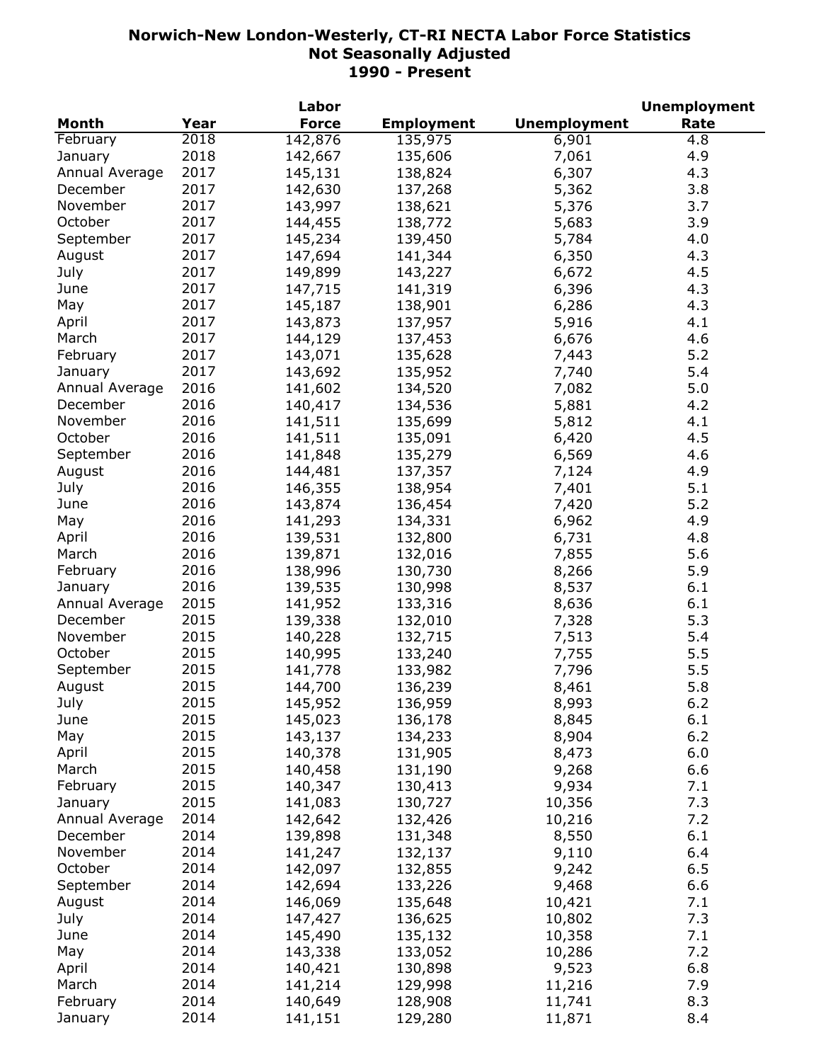# Norwich-New London-Westerly, CT-RI NECTA Labor Force Statistics
## Not Seasonally Adjusted
## 1990 - Present

| Month | Year | Labor Force | Employment | Unemployment | Unemployment Rate |
|---|---|---|---|---|---|
| February | 2018 | 142,876 | 135,975 | 6,901 | 4.8 |
| January | 2018 | 142,667 | 135,606 | 7,061 | 4.9 |
| Annual Average | 2017 | 145,131 | 138,824 | 6,307 | 4.3 |
| December | 2017 | 142,630 | 137,268 | 5,362 | 3.8 |
| November | 2017 | 143,997 | 138,621 | 5,376 | 3.7 |
| October | 2017 | 144,455 | 138,772 | 5,683 | 3.9 |
| September | 2017 | 145,234 | 139,450 | 5,784 | 4.0 |
| August | 2017 | 147,694 | 141,344 | 6,350 | 4.3 |
| July | 2017 | 149,899 | 143,227 | 6,672 | 4.5 |
| June | 2017 | 147,715 | 141,319 | 6,396 | 4.3 |
| May | 2017 | 145,187 | 138,901 | 6,286 | 4.3 |
| April | 2017 | 143,873 | 137,957 | 5,916 | 4.1 |
| March | 2017 | 144,129 | 137,453 | 6,676 | 4.6 |
| February | 2017 | 143,071 | 135,628 | 7,443 | 5.2 |
| January | 2017 | 143,692 | 135,952 | 7,740 | 5.4 |
| Annual Average | 2016 | 141,602 | 134,520 | 7,082 | 5.0 |
| December | 2016 | 140,417 | 134,536 | 5,881 | 4.2 |
| November | 2016 | 141,511 | 135,699 | 5,812 | 4.1 |
| October | 2016 | 141,511 | 135,091 | 6,420 | 4.5 |
| September | 2016 | 141,848 | 135,279 | 6,569 | 4.6 |
| August | 2016 | 144,481 | 137,357 | 7,124 | 4.9 |
| July | 2016 | 146,355 | 138,954 | 7,401 | 5.1 |
| June | 2016 | 143,874 | 136,454 | 7,420 | 5.2 |
| May | 2016 | 141,293 | 134,331 | 6,962 | 4.9 |
| April | 2016 | 139,531 | 132,800 | 6,731 | 4.8 |
| March | 2016 | 139,871 | 132,016 | 7,855 | 5.6 |
| February | 2016 | 138,996 | 130,730 | 8,266 | 5.9 |
| January | 2016 | 139,535 | 130,998 | 8,537 | 6.1 |
| Annual Average | 2015 | 141,952 | 133,316 | 8,636 | 6.1 |
| December | 2015 | 139,338 | 132,010 | 7,328 | 5.3 |
| November | 2015 | 140,228 | 132,715 | 7,513 | 5.4 |
| October | 2015 | 140,995 | 133,240 | 7,755 | 5.5 |
| September | 2015 | 141,778 | 133,982 | 7,796 | 5.5 |
| August | 2015 | 144,700 | 136,239 | 8,461 | 5.8 |
| July | 2015 | 145,952 | 136,959 | 8,993 | 6.2 |
| June | 2015 | 145,023 | 136,178 | 8,845 | 6.1 |
| May | 2015 | 143,137 | 134,233 | 8,904 | 6.2 |
| April | 2015 | 140,378 | 131,905 | 8,473 | 6.0 |
| March | 2015 | 140,458 | 131,190 | 9,268 | 6.6 |
| February | 2015 | 140,347 | 130,413 | 9,934 | 7.1 |
| January | 2015 | 141,083 | 130,727 | 10,356 | 7.3 |
| Annual Average | 2014 | 142,642 | 132,426 | 10,216 | 7.2 |
| December | 2014 | 139,898 | 131,348 | 8,550 | 6.1 |
| November | 2014 | 141,247 | 132,137 | 9,110 | 6.4 |
| October | 2014 | 142,097 | 132,855 | 9,242 | 6.5 |
| September | 2014 | 142,694 | 133,226 | 9,468 | 6.6 |
| August | 2014 | 146,069 | 135,648 | 10,421 | 7.1 |
| July | 2014 | 147,427 | 136,625 | 10,802 | 7.3 |
| June | 2014 | 145,490 | 135,132 | 10,358 | 7.1 |
| May | 2014 | 143,338 | 133,052 | 10,286 | 7.2 |
| April | 2014 | 140,421 | 130,898 | 9,523 | 6.8 |
| March | 2014 | 141,214 | 129,998 | 11,216 | 7.9 |
| February | 2014 | 140,649 | 128,908 | 11,741 | 8.3 |
| January | 2014 | 141,151 | 129,280 | 11,871 | 8.4 |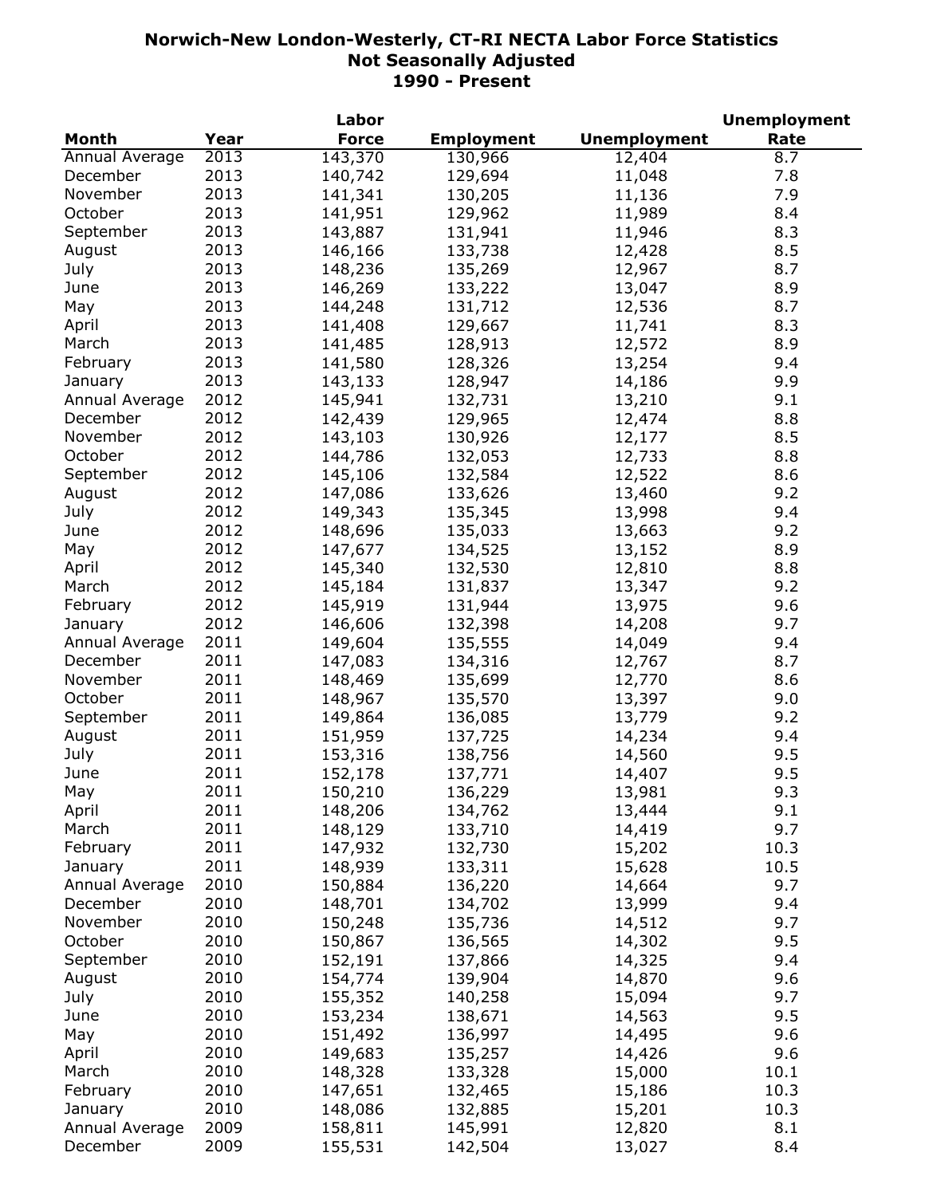**Norwich-New London-Westerly, CT-RI NECTA Labor Force Statistics**
**Not Seasonally Adjusted**
**1990 - Present**

| Month | Year | Labor Force | Employment | Unemployment | Unemployment Rate |
|---|---|---|---|---|---|
| Annual Average | 2013 | 143,370 | 130,966 | 12,404 | 8.7 |
| December | 2013 | 140,742 | 129,694 | 11,048 | 7.8 |
| November | 2013 | 141,341 | 130,205 | 11,136 | 7.9 |
| October | 2013 | 141,951 | 129,962 | 11,989 | 8.4 |
| September | 2013 | 143,887 | 131,941 | 11,946 | 8.3 |
| August | 2013 | 146,166 | 133,738 | 12,428 | 8.5 |
| July | 2013 | 148,236 | 135,269 | 12,967 | 8.7 |
| June | 2013 | 146,269 | 133,222 | 13,047 | 8.9 |
| May | 2013 | 144,248 | 131,712 | 12,536 | 8.7 |
| April | 2013 | 141,408 | 129,667 | 11,741 | 8.3 |
| March | 2013 | 141,485 | 128,913 | 12,572 | 8.9 |
| February | 2013 | 141,580 | 128,326 | 13,254 | 9.4 |
| January | 2013 | 143,133 | 128,947 | 14,186 | 9.9 |
| Annual Average | 2012 | 145,941 | 132,731 | 13,210 | 9.1 |
| December | 2012 | 142,439 | 129,965 | 12,474 | 8.8 |
| November | 2012 | 143,103 | 130,926 | 12,177 | 8.5 |
| October | 2012 | 144,786 | 132,053 | 12,733 | 8.8 |
| September | 2012 | 145,106 | 132,584 | 12,522 | 8.6 |
| August | 2012 | 147,086 | 133,626 | 13,460 | 9.2 |
| July | 2012 | 149,343 | 135,345 | 13,998 | 9.4 |
| June | 2012 | 148,696 | 135,033 | 13,663 | 9.2 |
| May | 2012 | 147,677 | 134,525 | 13,152 | 8.9 |
| April | 2012 | 145,340 | 132,530 | 12,810 | 8.8 |
| March | 2012 | 145,184 | 131,837 | 13,347 | 9.2 |
| February | 2012 | 145,919 | 131,944 | 13,975 | 9.6 |
| January | 2012 | 146,606 | 132,398 | 14,208 | 9.7 |
| Annual Average | 2011 | 149,604 | 135,555 | 14,049 | 9.4 |
| December | 2011 | 147,083 | 134,316 | 12,767 | 8.7 |
| November | 2011 | 148,469 | 135,699 | 12,770 | 8.6 |
| October | 2011 | 148,967 | 135,570 | 13,397 | 9.0 |
| September | 2011 | 149,864 | 136,085 | 13,779 | 9.2 |
| August | 2011 | 151,959 | 137,725 | 14,234 | 9.4 |
| July | 2011 | 153,316 | 138,756 | 14,560 | 9.5 |
| June | 2011 | 152,178 | 137,771 | 14,407 | 9.5 |
| May | 2011 | 150,210 | 136,229 | 13,981 | 9.3 |
| April | 2011 | 148,206 | 134,762 | 13,444 | 9.1 |
| March | 2011 | 148,129 | 133,710 | 14,419 | 9.7 |
| February | 2011 | 147,932 | 132,730 | 15,202 | 10.3 |
| January | 2011 | 148,939 | 133,311 | 15,628 | 10.5 |
| Annual Average | 2010 | 150,884 | 136,220 | 14,664 | 9.7 |
| December | 2010 | 148,701 | 134,702 | 13,999 | 9.4 |
| November | 2010 | 150,248 | 135,736 | 14,512 | 9.7 |
| October | 2010 | 150,867 | 136,565 | 14,302 | 9.5 |
| September | 2010 | 152,191 | 137,866 | 14,325 | 9.4 |
| August | 2010 | 154,774 | 139,904 | 14,870 | 9.6 |
| July | 2010 | 155,352 | 140,258 | 15,094 | 9.7 |
| June | 2010 | 153,234 | 138,671 | 14,563 | 9.5 |
| May | 2010 | 151,492 | 136,997 | 14,495 | 9.6 |
| April | 2010 | 149,683 | 135,257 | 14,426 | 9.6 |
| March | 2010 | 148,328 | 133,328 | 15,000 | 10.1 |
| February | 2010 | 147,651 | 132,465 | 15,186 | 10.3 |
| January | 2010 | 148,086 | 132,885 | 15,201 | 10.3 |
| Annual Average | 2009 | 158,811 | 145,991 | 12,820 | 8.1 |
| December | 2009 | 155,531 | 142,504 | 13,027 | 8.4 |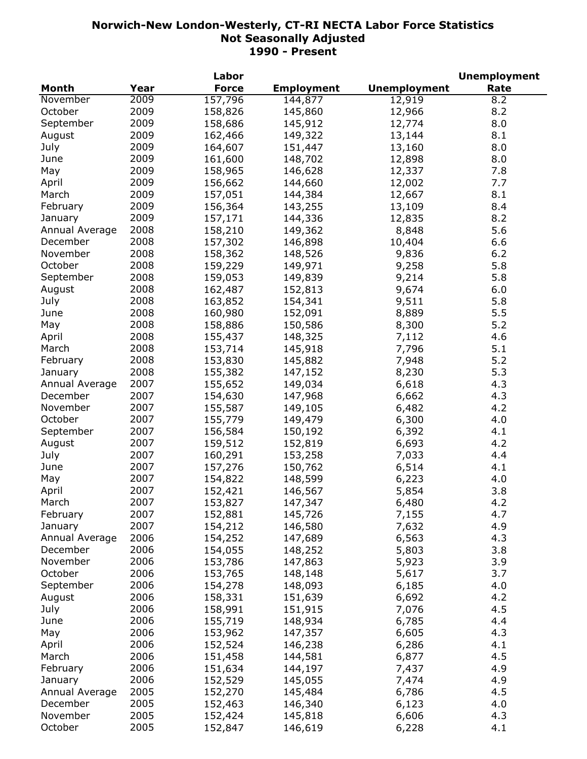**Norwich-New London-Westerly, CT-RI NECTA Labor Force Statistics**
**Not Seasonally Adjusted**
**1990 - Present**

| Month | Year | Labor Force | Employment | Unemployment | Unemployment Rate |
|---|---|---|---|---|---|
| November | 2009 | 157,796 | 144,877 | 12,919 | 8.2 |
| October | 2009 | 158,826 | 145,860 | 12,966 | 8.2 |
| September | 2009 | 158,686 | 145,912 | 12,774 | 8.0 |
| August | 2009 | 162,466 | 149,322 | 13,144 | 8.1 |
| July | 2009 | 164,607 | 151,447 | 13,160 | 8.0 |
| June | 2009 | 161,600 | 148,702 | 12,898 | 8.0 |
| May | 2009 | 158,965 | 146,628 | 12,337 | 7.8 |
| April | 2009 | 156,662 | 144,660 | 12,002 | 7.7 |
| March | 2009 | 157,051 | 144,384 | 12,667 | 8.1 |
| February | 2009 | 156,364 | 143,255 | 13,109 | 8.4 |
| January | 2009 | 157,171 | 144,336 | 12,835 | 8.2 |
| Annual Average | 2008 | 158,210 | 149,362 | 8,848 | 5.6 |
| December | 2008 | 157,302 | 146,898 | 10,404 | 6.6 |
| November | 2008 | 158,362 | 148,526 | 9,836 | 6.2 |
| October | 2008 | 159,229 | 149,971 | 9,258 | 5.8 |
| September | 2008 | 159,053 | 149,839 | 9,214 | 5.8 |
| August | 2008 | 162,487 | 152,813 | 9,674 | 6.0 |
| July | 2008 | 163,852 | 154,341 | 9,511 | 5.8 |
| June | 2008 | 160,980 | 152,091 | 8,889 | 5.5 |
| May | 2008 | 158,886 | 150,586 | 8,300 | 5.2 |
| April | 2008 | 155,437 | 148,325 | 7,112 | 4.6 |
| March | 2008 | 153,714 | 145,918 | 7,796 | 5.1 |
| February | 2008 | 153,830 | 145,882 | 7,948 | 5.2 |
| January | 2008 | 155,382 | 147,152 | 8,230 | 5.3 |
| Annual Average | 2007 | 155,652 | 149,034 | 6,618 | 4.3 |
| December | 2007 | 154,630 | 147,968 | 6,662 | 4.3 |
| November | 2007 | 155,587 | 149,105 | 6,482 | 4.2 |
| October | 2007 | 155,779 | 149,479 | 6,300 | 4.0 |
| September | 2007 | 156,584 | 150,192 | 6,392 | 4.1 |
| August | 2007 | 159,512 | 152,819 | 6,693 | 4.2 |
| July | 2007 | 160,291 | 153,258 | 7,033 | 4.4 |
| June | 2007 | 157,276 | 150,762 | 6,514 | 4.1 |
| May | 2007 | 154,822 | 148,599 | 6,223 | 4.0 |
| April | 2007 | 152,421 | 146,567 | 5,854 | 3.8 |
| March | 2007 | 153,827 | 147,347 | 6,480 | 4.2 |
| February | 2007 | 152,881 | 145,726 | 7,155 | 4.7 |
| January | 2007 | 154,212 | 146,580 | 7,632 | 4.9 |
| Annual Average | 2006 | 154,252 | 147,689 | 6,563 | 4.3 |
| December | 2006 | 154,055 | 148,252 | 5,803 | 3.8 |
| November | 2006 | 153,786 | 147,863 | 5,923 | 3.9 |
| October | 2006 | 153,765 | 148,148 | 5,617 | 3.7 |
| September | 2006 | 154,278 | 148,093 | 6,185 | 4.0 |
| August | 2006 | 158,331 | 151,639 | 6,692 | 4.2 |
| July | 2006 | 158,991 | 151,915 | 7,076 | 4.5 |
| June | 2006 | 155,719 | 148,934 | 6,785 | 4.4 |
| May | 2006 | 153,962 | 147,357 | 6,605 | 4.3 |
| April | 2006 | 152,524 | 146,238 | 6,286 | 4.1 |
| March | 2006 | 151,458 | 144,581 | 6,877 | 4.5 |
| February | 2006 | 151,634 | 144,197 | 7,437 | 4.9 |
| January | 2006 | 152,529 | 145,055 | 7,474 | 4.9 |
| Annual Average | 2005 | 152,270 | 145,484 | 6,786 | 4.5 |
| December | 2005 | 152,463 | 146,340 | 6,123 | 4.0 |
| November | 2005 | 152,424 | 145,818 | 6,606 | 4.3 |
| October | 2005 | 152,847 | 146,619 | 6,228 | 4.1 |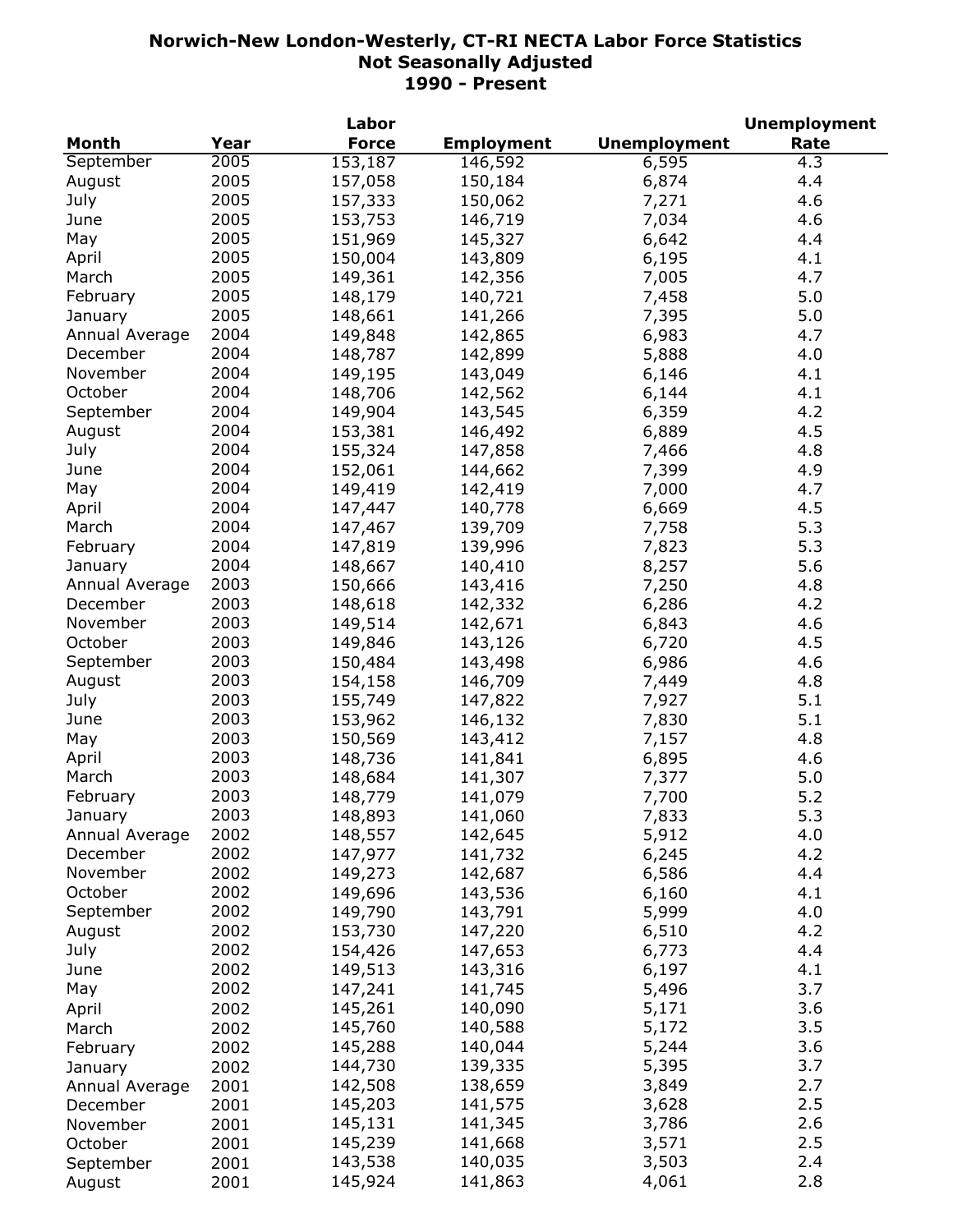**Norwich-New London-Westerly, CT-RI NECTA Labor Force Statistics**
**Not Seasonally Adjusted**
**1990 - Present**

| Month | Year | Labor Force | Employment | Unemployment | Unemployment Rate |
|---|---|---|---|---|---|
| September | 2005 | 153,187 | 146,592 | 6,595 | 4.3 |
| August | 2005 | 157,058 | 150,184 | 6,874 | 4.4 |
| July | 2005 | 157,333 | 150,062 | 7,271 | 4.6 |
| June | 2005 | 153,753 | 146,719 | 7,034 | 4.6 |
| May | 2005 | 151,969 | 145,327 | 6,642 | 4.4 |
| April | 2005 | 150,004 | 143,809 | 6,195 | 4.1 |
| March | 2005 | 149,361 | 142,356 | 7,005 | 4.7 |
| February | 2005 | 148,179 | 140,721 | 7,458 | 5.0 |
| January | 2005 | 148,661 | 141,266 | 7,395 | 5.0 |
| Annual Average | 2004 | 149,848 | 142,865 | 6,983 | 4.7 |
| December | 2004 | 148,787 | 142,899 | 5,888 | 4.0 |
| November | 2004 | 149,195 | 143,049 | 6,146 | 4.1 |
| October | 2004 | 148,706 | 142,562 | 6,144 | 4.1 |
| September | 2004 | 149,904 | 143,545 | 6,359 | 4.2 |
| August | 2004 | 153,381 | 146,492 | 6,889 | 4.5 |
| July | 2004 | 155,324 | 147,858 | 7,466 | 4.8 |
| June | 2004 | 152,061 | 144,662 | 7,399 | 4.9 |
| May | 2004 | 149,419 | 142,419 | 7,000 | 4.7 |
| April | 2004 | 147,447 | 140,778 | 6,669 | 4.5 |
| March | 2004 | 147,467 | 139,709 | 7,758 | 5.3 |
| February | 2004 | 147,819 | 139,996 | 7,823 | 5.3 |
| January | 2004 | 148,667 | 140,410 | 8,257 | 5.6 |
| Annual Average | 2003 | 150,666 | 143,416 | 7,250 | 4.8 |
| December | 2003 | 148,618 | 142,332 | 6,286 | 4.2 |
| November | 2003 | 149,514 | 142,671 | 6,843 | 4.6 |
| October | 2003 | 149,846 | 143,126 | 6,720 | 4.5 |
| September | 2003 | 150,484 | 143,498 | 6,986 | 4.6 |
| August | 2003 | 154,158 | 146,709 | 7,449 | 4.8 |
| July | 2003 | 155,749 | 147,822 | 7,927 | 5.1 |
| June | 2003 | 153,962 | 146,132 | 7,830 | 5.1 |
| May | 2003 | 150,569 | 143,412 | 7,157 | 4.8 |
| April | 2003 | 148,736 | 141,841 | 6,895 | 4.6 |
| March | 2003 | 148,684 | 141,307 | 7,377 | 5.0 |
| February | 2003 | 148,779 | 141,079 | 7,700 | 5.2 |
| January | 2003 | 148,893 | 141,060 | 7,833 | 5.3 |
| Annual Average | 2002 | 148,557 | 142,645 | 5,912 | 4.0 |
| December | 2002 | 147,977 | 141,732 | 6,245 | 4.2 |
| November | 2002 | 149,273 | 142,687 | 6,586 | 4.4 |
| October | 2002 | 149,696 | 143,536 | 6,160 | 4.1 |
| September | 2002 | 149,790 | 143,791 | 5,999 | 4.0 |
| August | 2002 | 153,730 | 147,220 | 6,510 | 4.2 |
| July | 2002 | 154,426 | 147,653 | 6,773 | 4.4 |
| June | 2002 | 149,513 | 143,316 | 6,197 | 4.1 |
| May | 2002 | 147,241 | 141,745 | 5,496 | 3.7 |
| April | 2002 | 145,261 | 140,090 | 5,171 | 3.6 |
| March | 2002 | 145,760 | 140,588 | 5,172 | 3.5 |
| February | 2002 | 145,288 | 140,044 | 5,244 | 3.6 |
| January | 2002 | 144,730 | 139,335 | 5,395 | 3.7 |
| Annual Average | 2001 | 142,508 | 138,659 | 3,849 | 2.7 |
| December | 2001 | 145,203 | 141,575 | 3,628 | 2.5 |
| November | 2001 | 145,131 | 141,345 | 3,786 | 2.6 |
| October | 2001 | 145,239 | 141,668 | 3,571 | 2.5 |
| September | 2001 | 143,538 | 140,035 | 3,503 | 2.4 |
| August | 2001 | 145,924 | 141,863 | 4,061 | 2.8 |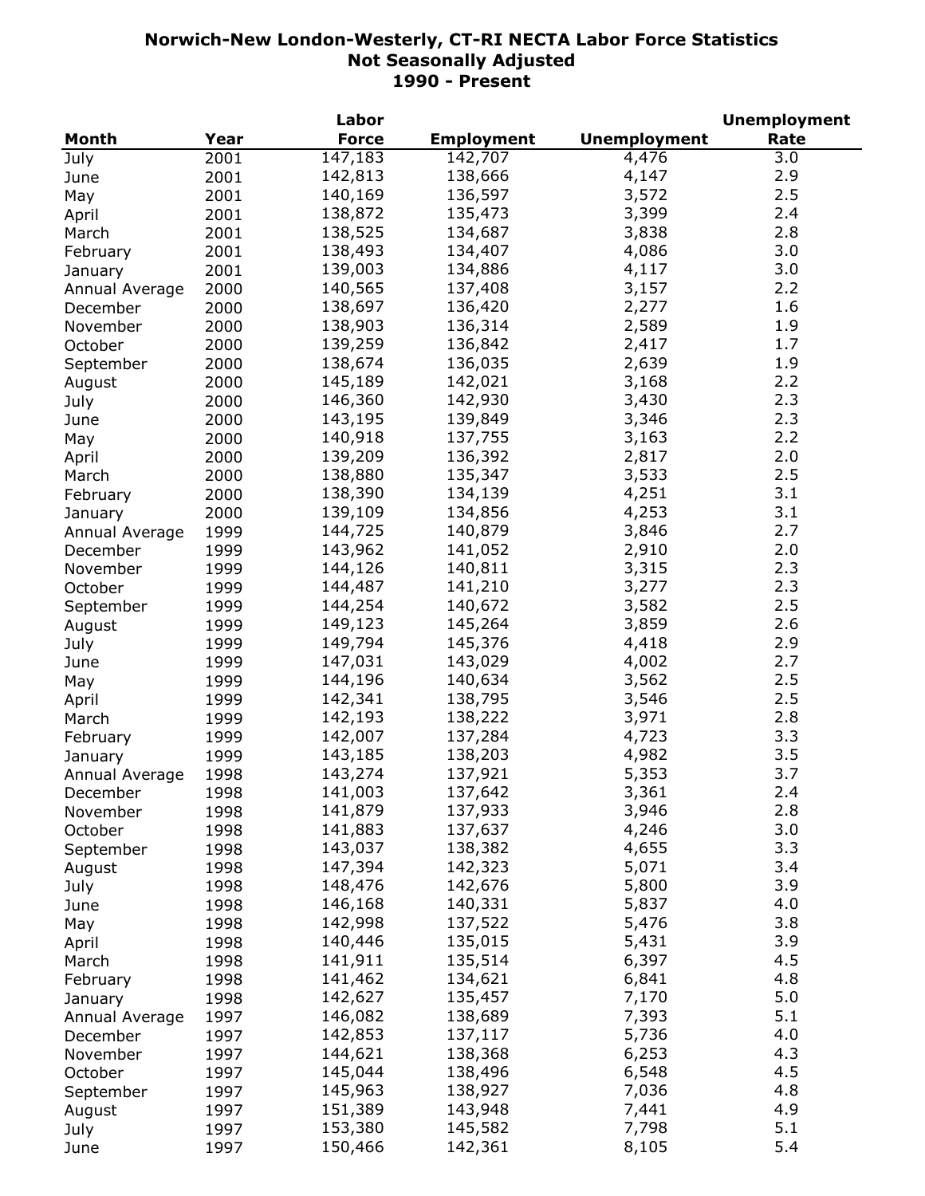**Norwich-New London-Westerly, CT-RI NECTA Labor Force Statistics**
**Not Seasonally Adjusted**
**1990 - Present**

| Month | Year | Labor Force | Employment | Unemployment | Unemployment Rate |
|---|---|---|---|---|---|
| July | 2001 | 147,183 | 142,707 | 4,476 | 3.0 |
| June | 2001 | 142,813 | 138,666 | 4,147 | 2.9 |
| May | 2001 | 140,169 | 136,597 | 3,572 | 2.5 |
| April | 2001 | 138,872 | 135,473 | 3,399 | 2.4 |
| March | 2001 | 138,525 | 134,687 | 3,838 | 2.8 |
| February | 2001 | 138,493 | 134,407 | 4,086 | 3.0 |
| January | 2001 | 139,003 | 134,886 | 4,117 | 3.0 |
| Annual Average | 2000 | 140,565 | 137,408 | 3,157 | 2.2 |
| December | 2000 | 138,697 | 136,420 | 2,277 | 1.6 |
| November | 2000 | 138,903 | 136,314 | 2,589 | 1.9 |
| October | 2000 | 139,259 | 136,842 | 2,417 | 1.7 |
| September | 2000 | 138,674 | 136,035 | 2,639 | 1.9 |
| August | 2000 | 145,189 | 142,021 | 3,168 | 2.2 |
| July | 2000 | 146,360 | 142,930 | 3,430 | 2.3 |
| June | 2000 | 143,195 | 139,849 | 3,346 | 2.3 |
| May | 2000 | 140,918 | 137,755 | 3,163 | 2.2 |
| April | 2000 | 139,209 | 136,392 | 2,817 | 2.0 |
| March | 2000 | 138,880 | 135,347 | 3,533 | 2.5 |
| February | 2000 | 138,390 | 134,139 | 4,251 | 3.1 |
| January | 2000 | 139,109 | 134,856 | 4,253 | 3.1 |
| Annual Average | 1999 | 144,725 | 140,879 | 3,846 | 2.7 |
| December | 1999 | 143,962 | 141,052 | 2,910 | 2.0 |
| November | 1999 | 144,126 | 140,811 | 3,315 | 2.3 |
| October | 1999 | 144,487 | 141,210 | 3,277 | 2.3 |
| September | 1999 | 144,254 | 140,672 | 3,582 | 2.5 |
| August | 1999 | 149,123 | 145,264 | 3,859 | 2.6 |
| July | 1999 | 149,794 | 145,376 | 4,418 | 2.9 |
| June | 1999 | 147,031 | 143,029 | 4,002 | 2.7 |
| May | 1999 | 144,196 | 140,634 | 3,562 | 2.5 |
| April | 1999 | 142,341 | 138,795 | 3,546 | 2.5 |
| March | 1999 | 142,193 | 138,222 | 3,971 | 2.8 |
| February | 1999 | 142,007 | 137,284 | 4,723 | 3.3 |
| January | 1999 | 143,185 | 138,203 | 4,982 | 3.5 |
| Annual Average | 1998 | 143,274 | 137,921 | 5,353 | 3.7 |
| December | 1998 | 141,003 | 137,642 | 3,361 | 2.4 |
| November | 1998 | 141,879 | 137,933 | 3,946 | 2.8 |
| October | 1998 | 141,883 | 137,637 | 4,246 | 3.0 |
| September | 1998 | 143,037 | 138,382 | 4,655 | 3.3 |
| August | 1998 | 147,394 | 142,323 | 5,071 | 3.4 |
| July | 1998 | 148,476 | 142,676 | 5,800 | 3.9 |
| June | 1998 | 146,168 | 140,331 | 5,837 | 4.0 |
| May | 1998 | 142,998 | 137,522 | 5,476 | 3.8 |
| April | 1998 | 140,446 | 135,015 | 5,431 | 3.9 |
| March | 1998 | 141,911 | 135,514 | 6,397 | 4.5 |
| February | 1998 | 141,462 | 134,621 | 6,841 | 4.8 |
| January | 1998 | 142,627 | 135,457 | 7,170 | 5.0 |
| Annual Average | 1997 | 146,082 | 138,689 | 7,393 | 5.1 |
| December | 1997 | 142,853 | 137,117 | 5,736 | 4.0 |
| November | 1997 | 144,621 | 138,368 | 6,253 | 4.3 |
| October | 1997 | 145,044 | 138,496 | 6,548 | 4.5 |
| September | 1997 | 145,963 | 138,927 | 7,036 | 4.8 |
| August | 1997 | 151,389 | 143,948 | 7,441 | 4.9 |
| July | 1997 | 153,380 | 145,582 | 7,798 | 5.1 |
| June | 1997 | 150,466 | 142,361 | 8,105 | 5.4 |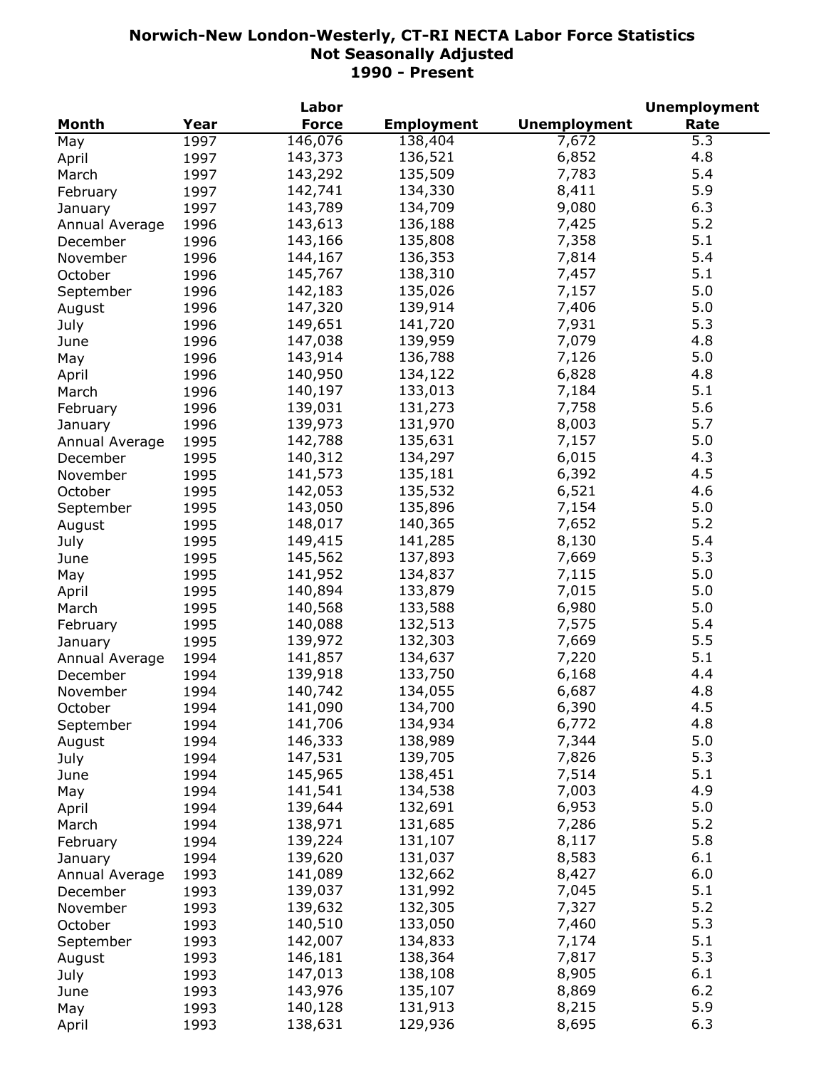**Norwich-New London-Westerly, CT-RI NECTA Labor Force Statistics**
**Not Seasonally Adjusted**
**1990 - Present**

| Month | Year | Labor Force | Employment | Unemployment | Unemployment Rate |
|---|---|---|---|---|---|
| May | 1997 | 146,076 | 138,404 | 7,672 | 5.3 |
| April | 1997 | 143,373 | 136,521 | 6,852 | 4.8 |
| March | 1997 | 143,292 | 135,509 | 7,783 | 5.4 |
| February | 1997 | 142,741 | 134,330 | 8,411 | 5.9 |
| January | 1997 | 143,789 | 134,709 | 9,080 | 6.3 |
| Annual Average | 1996 | 143,613 | 136,188 | 7,425 | 5.2 |
| December | 1996 | 143,166 | 135,808 | 7,358 | 5.1 |
| November | 1996 | 144,167 | 136,353 | 7,814 | 5.4 |
| October | 1996 | 145,767 | 138,310 | 7,457 | 5.1 |
| September | 1996 | 142,183 | 135,026 | 7,157 | 5.0 |
| August | 1996 | 147,320 | 139,914 | 7,406 | 5.0 |
| July | 1996 | 149,651 | 141,720 | 7,931 | 5.3 |
| June | 1996 | 147,038 | 139,959 | 7,079 | 4.8 |
| May | 1996 | 143,914 | 136,788 | 7,126 | 5.0 |
| April | 1996 | 140,950 | 134,122 | 6,828 | 4.8 |
| March | 1996 | 140,197 | 133,013 | 7,184 | 5.1 |
| February | 1996 | 139,031 | 131,273 | 7,758 | 5.6 |
| January | 1996 | 139,973 | 131,970 | 8,003 | 5.7 |
| Annual Average | 1995 | 142,788 | 135,631 | 7,157 | 5.0 |
| December | 1995 | 140,312 | 134,297 | 6,015 | 4.3 |
| November | 1995 | 141,573 | 135,181 | 6,392 | 4.5 |
| October | 1995 | 142,053 | 135,532 | 6,521 | 4.6 |
| September | 1995 | 143,050 | 135,896 | 7,154 | 5.0 |
| August | 1995 | 148,017 | 140,365 | 7,652 | 5.2 |
| July | 1995 | 149,415 | 141,285 | 8,130 | 5.4 |
| June | 1995 | 145,562 | 137,893 | 7,669 | 5.3 |
| May | 1995 | 141,952 | 134,837 | 7,115 | 5.0 |
| April | 1995 | 140,894 | 133,879 | 7,015 | 5.0 |
| March | 1995 | 140,568 | 133,588 | 6,980 | 5.0 |
| February | 1995 | 140,088 | 132,513 | 7,575 | 5.4 |
| January | 1995 | 139,972 | 132,303 | 7,669 | 5.5 |
| Annual Average | 1994 | 141,857 | 134,637 | 7,220 | 5.1 |
| December | 1994 | 139,918 | 133,750 | 6,168 | 4.4 |
| November | 1994 | 140,742 | 134,055 | 6,687 | 4.8 |
| October | 1994 | 141,090 | 134,700 | 6,390 | 4.5 |
| September | 1994 | 141,706 | 134,934 | 6,772 | 4.8 |
| August | 1994 | 146,333 | 138,989 | 7,344 | 5.0 |
| July | 1994 | 147,531 | 139,705 | 7,826 | 5.3 |
| June | 1994 | 145,965 | 138,451 | 7,514 | 5.1 |
| May | 1994 | 141,541 | 134,538 | 7,003 | 4.9 |
| April | 1994 | 139,644 | 132,691 | 6,953 | 5.0 |
| March | 1994 | 138,971 | 131,685 | 7,286 | 5.2 |
| February | 1994 | 139,224 | 131,107 | 8,117 | 5.8 |
| January | 1994 | 139,620 | 131,037 | 8,583 | 6.1 |
| Annual Average | 1993 | 141,089 | 132,662 | 8,427 | 6.0 |
| December | 1993 | 139,037 | 131,992 | 7,045 | 5.1 |
| November | 1993 | 139,632 | 132,305 | 7,327 | 5.2 |
| October | 1993 | 140,510 | 133,050 | 7,460 | 5.3 |
| September | 1993 | 142,007 | 134,833 | 7,174 | 5.1 |
| August | 1993 | 146,181 | 138,364 | 7,817 | 5.3 |
| July | 1993 | 147,013 | 138,108 | 8,905 | 6.1 |
| June | 1993 | 143,976 | 135,107 | 8,869 | 6.2 |
| May | 1993 | 140,128 | 131,913 | 8,215 | 5.9 |
| April | 1993 | 138,631 | 129,936 | 8,695 | 6.3 |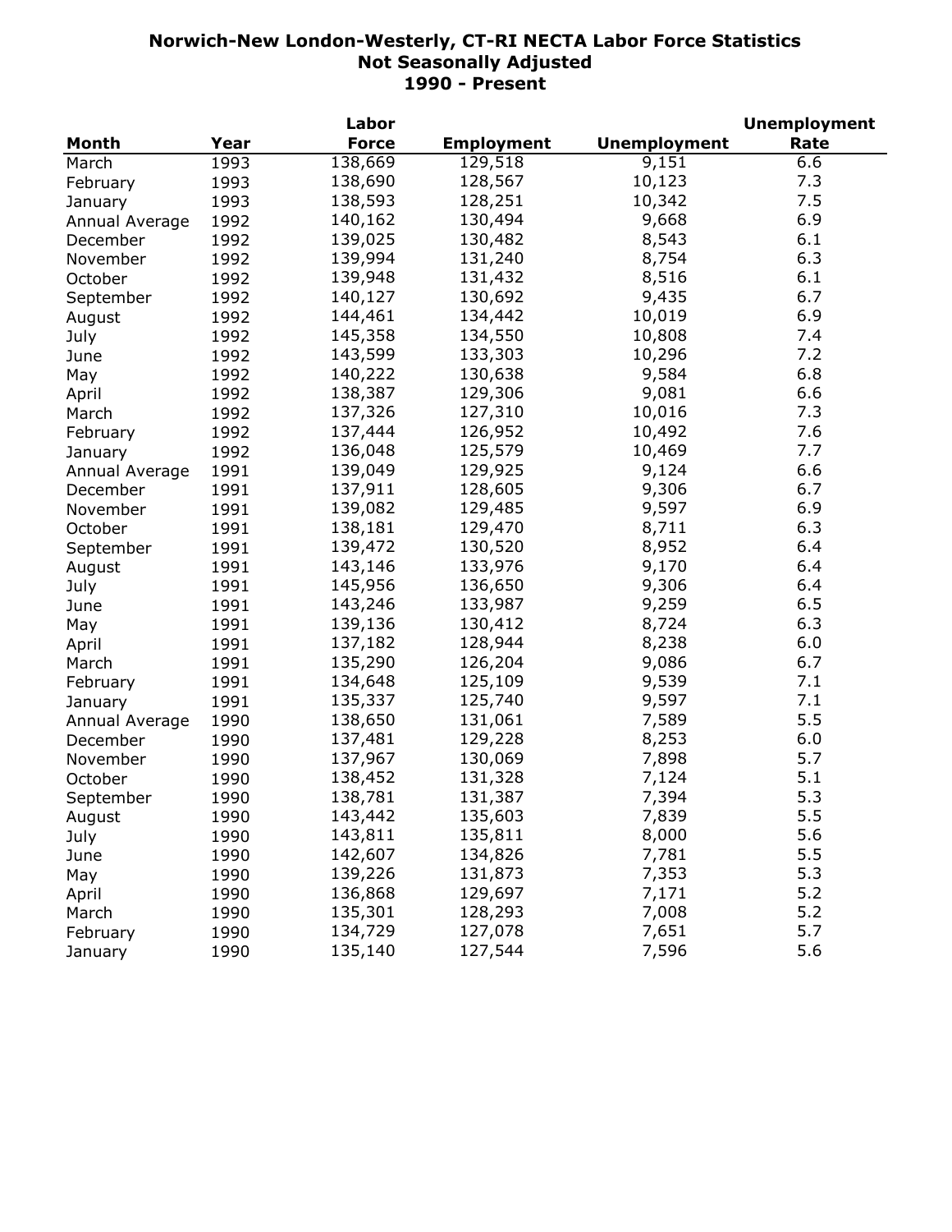**Norwich-New London-Westerly, CT-RI NECTA Labor Force Statistics**
**Not Seasonally Adjusted**
**1990 - Present**

| Month | Year | Labor Force | Employment | Unemployment | Unemployment Rate |
|---|---|---|---|---|---|
| March | 1993 | 138,669 | 129,518 | 9,151 | 6.6 |
| February | 1993 | 138,690 | 128,567 | 10,123 | 7.3 |
| January | 1993 | 138,593 | 128,251 | 10,342 | 7.5 |
| Annual Average | 1992 | 140,162 | 130,494 | 9,668 | 6.9 |
| December | 1992 | 139,025 | 130,482 | 8,543 | 6.1 |
| November | 1992 | 139,994 | 131,240 | 8,754 | 6.3 |
| October | 1992 | 139,948 | 131,432 | 8,516 | 6.1 |
| September | 1992 | 140,127 | 130,692 | 9,435 | 6.7 |
| August | 1992 | 144,461 | 134,442 | 10,019 | 6.9 |
| July | 1992 | 145,358 | 134,550 | 10,808 | 7.4 |
| June | 1992 | 143,599 | 133,303 | 10,296 | 7.2 |
| May | 1992 | 140,222 | 130,638 | 9,584 | 6.8 |
| April | 1992 | 138,387 | 129,306 | 9,081 | 6.6 |
| March | 1992 | 137,326 | 127,310 | 10,016 | 7.3 |
| February | 1992 | 137,444 | 126,952 | 10,492 | 7.6 |
| January | 1992 | 136,048 | 125,579 | 10,469 | 7.7 |
| Annual Average | 1991 | 139,049 | 129,925 | 9,124 | 6.6 |
| December | 1991 | 137,911 | 128,605 | 9,306 | 6.7 |
| November | 1991 | 139,082 | 129,485 | 9,597 | 6.9 |
| October | 1991 | 138,181 | 129,470 | 8,711 | 6.3 |
| September | 1991 | 139,472 | 130,520 | 8,952 | 6.4 |
| August | 1991 | 143,146 | 133,976 | 9,170 | 6.4 |
| July | 1991 | 145,956 | 136,650 | 9,306 | 6.4 |
| June | 1991 | 143,246 | 133,987 | 9,259 | 6.5 |
| May | 1991 | 139,136 | 130,412 | 8,724 | 6.3 |
| April | 1991 | 137,182 | 128,944 | 8,238 | 6.0 |
| March | 1991 | 135,290 | 126,204 | 9,086 | 6.7 |
| February | 1991 | 134,648 | 125,109 | 9,539 | 7.1 |
| January | 1991 | 135,337 | 125,740 | 9,597 | 7.1 |
| Annual Average | 1990 | 138,650 | 131,061 | 7,589 | 5.5 |
| December | 1990 | 137,481 | 129,228 | 8,253 | 6.0 |
| November | 1990 | 137,967 | 130,069 | 7,898 | 5.7 |
| October | 1990 | 138,452 | 131,328 | 7,124 | 5.1 |
| September | 1990 | 138,781 | 131,387 | 7,394 | 5.3 |
| August | 1990 | 143,442 | 135,603 | 7,839 | 5.5 |
| July | 1990 | 143,811 | 135,811 | 8,000 | 5.6 |
| June | 1990 | 142,607 | 134,826 | 7,781 | 5.5 |
| May | 1990 | 139,226 | 131,873 | 7,353 | 5.3 |
| April | 1990 | 136,868 | 129,697 | 7,171 | 5.2 |
| March | 1990 | 135,301 | 128,293 | 7,008 | 5.2 |
| February | 1990 | 134,729 | 127,078 | 7,651 | 5.7 |
| January | 1990 | 135,140 | 127,544 | 7,596 | 5.6 |